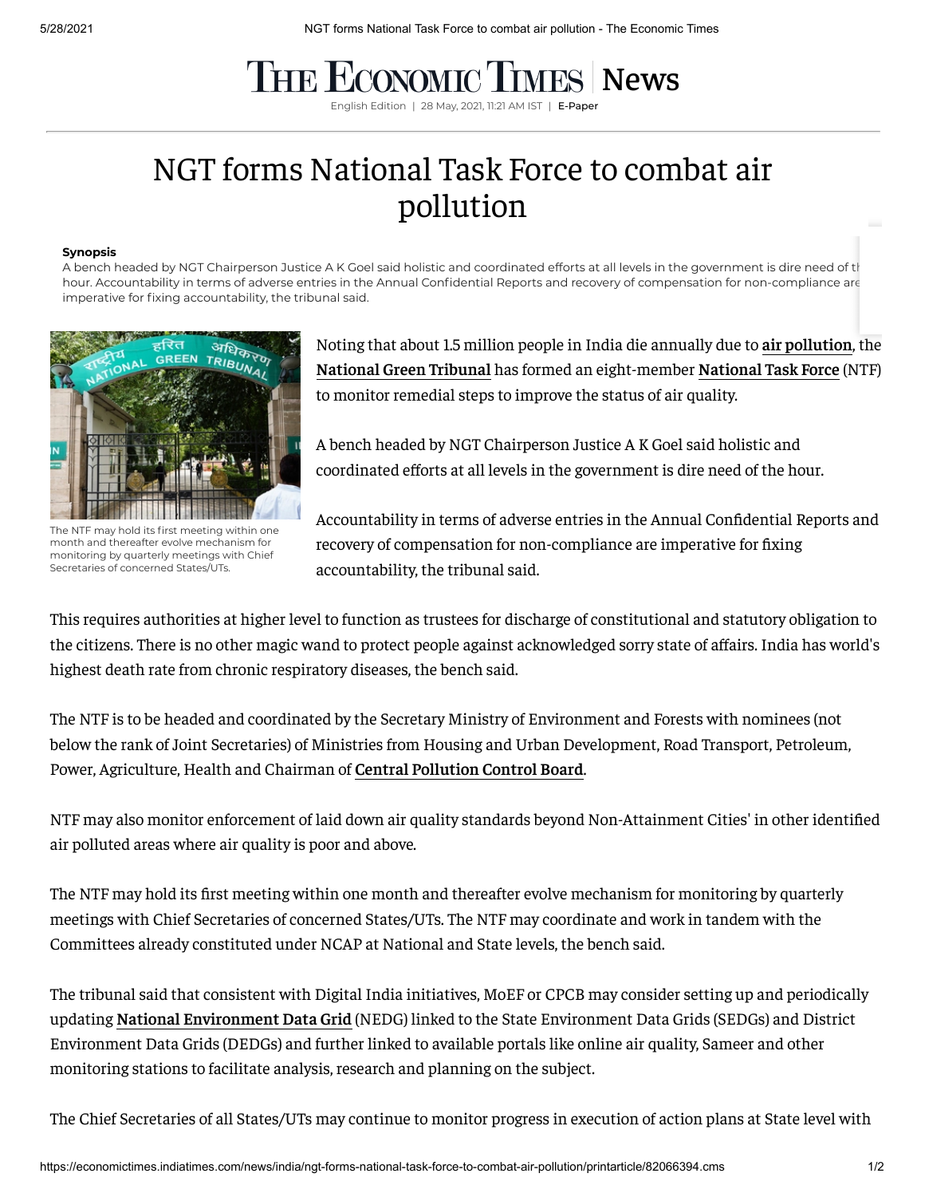# NGT forms National Task Force to combat air pollution

**Synopsis**

A bench headed by NGT Chairperson Justice A K Goel said holistic and coordinated efforts at all levels in the government is dire need of the hour. Accountability in terms of adverse entries in the Annual Confidential Reports and recovery of compensation for non-compliance are imperative for fixing accountability, the tribunal said.

The NTF may hold its first meeting within one month and thereafter evolve mechanism for monitoring by quarterly meetings with Chief Secretaries of concerned States/UTs.

Noting that about 1.5 million people in India die annually due to **air pollution**, the **National Green Tribunal** has formed an eight-member **National Task Force** (NTF) to monitor remedial steps to improve the status of air quality.

A bench headed by NGT Chairperson Justice A K Goel said holistic and coordinated efforts at all levels in the government is dire need of the hour.

Accountability in terms of adverse entries in the Annual Confidential Reports and recovery of compensation for non-compliance are imperative for fixing accountability, the tribunal said.

This requires authorities at higher level to function as trustees for discharge of constitutional and statutory obligation to the citizens. There is no other magic wand to protect people against acknowledged sorry state of affairs. India has world's highest death rate from chronic respiratory diseases, the bench said.

The NTF is to be headed and coordinated by the Secretary Ministry of Environment and Forests with nominees (not below the rank of Joint Secretaries) of Ministries from Housing and Urban Development, Road Transport, Petroleum, Power, Agriculture, Health and Chairman of **Central Pollution Control Board**.

NTF may also monitor enforcement of laid down air quality standards beyond Non-Attainment Cities' in other identified air polluted areas where air quality is poor and above.

The NTF may hold its first meeting within one month and thereafter evolve mechanism for monitoring by quarterly meetings with Chief Secretaries of concerned States/UTs. The NTF may coordinate and work in tandem with the Committees already constituted under NCAP at National and State levels, the bench said.

The tribunal said that consistent with Digital India initiatives, MoEF or CPCB may consider setting up and periodically updating **National Environment Data Grid** (NEDG) linked to the State Environment Data Grids (SEDGs) and District Environment Data Grids (DEDGs) and further linked to available portals like online air quality, Sameer and other monitoring stations to facilitate analysis, research and planning on the subject.

The Chief Secretaries of all States/UTs may continue to monitor progress in execution of action plans at State level with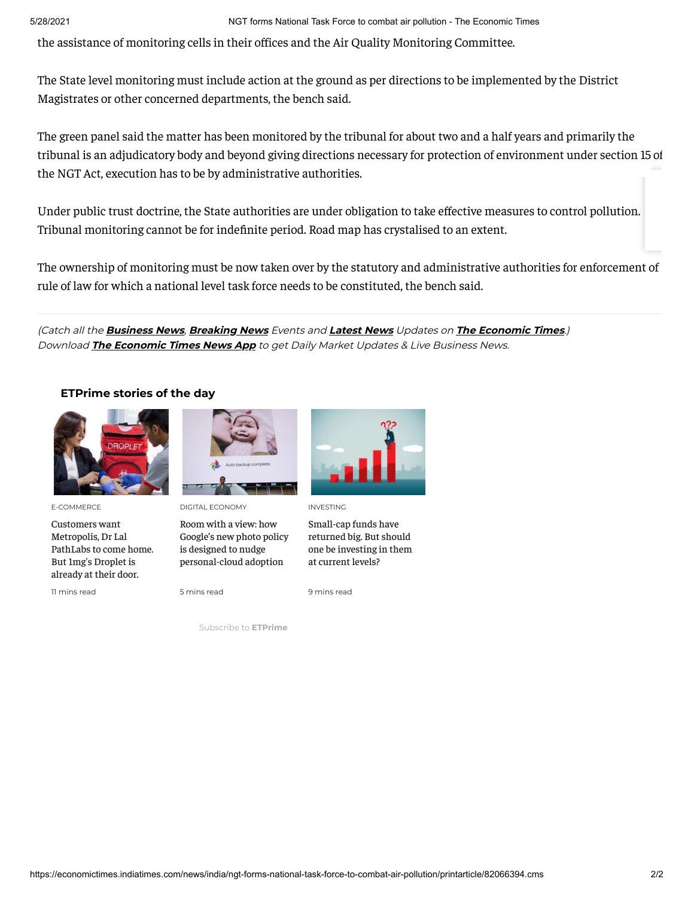the assistance of monitoring cells in their offices and the Air Quality Monitoring Committee.

The State level monitoring must include action at the ground as per directions to be implemented by the District Magistrates or other concerned departments, the bench said.

The green panel said the matter has been monitored by the tribunal for about two and a half years and primarily the tribunal is an adjudicatory body and beyond giving directions necessary for protection of environment under section 15 of the NGT Act, execution has to be by administrative authorities.

Under public trust doctrine, the State authorities are under obligation to take effective measures to control pollution. Tribunal monitoring cannot be for indefinite period. Road map has crystalised to an extent.

The ownership of monitoring must be now taken over by the statutory and administrative authorities for enforcement of rule of law for which a national level task force needs to be constituted, the bench said.

---

*(Catch all the **Business News**, **Breaking News** Events and **Latest News** Updates on **The Economic Times**.)*
*Download **The Economic Times News App** to get Daily Market Updates & Live Business News.*

### ETPrime stories of the day

E-COMMERCE

Customers want Metropolis, Dr Lal PathLabs to come home. But 1mg's Droplet is already at their door.

11 mins read

DIGITAL ECONOMY

Room with a view: how Google's new photo policy is designed to nudge personal-cloud adoption

5 mins read

INVESTING

Small-cap funds have returned big. But should one be investing in them at current levels?

9 mins read

Subscribe to **ETPrime**